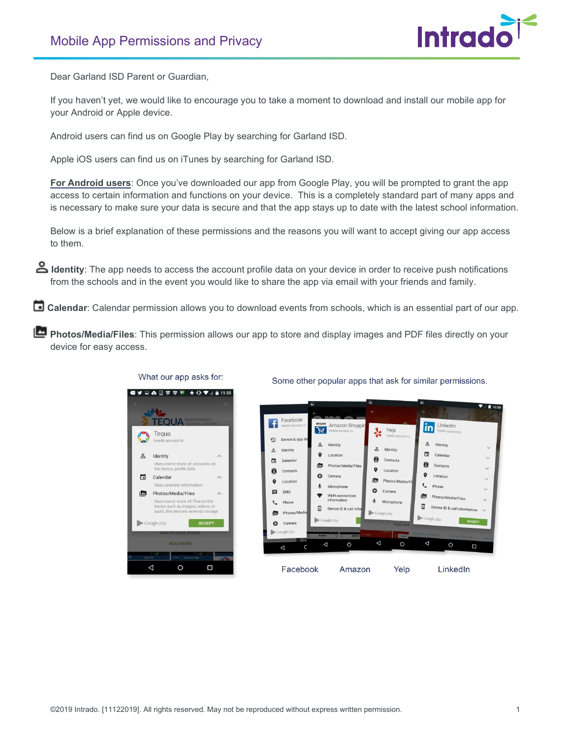# Mobile App Permissions and Privacy

Dear Garland ISD Parent or Guardian,

If you haven't yet, we would like to encourage you to take a moment to download and install our mobile app for your Android or Apple device.

Android users can find us on Google Play by searching for Garland ISD.

Apple iOS users can find us on iTunes by searching for Garland ISD.

**For Android users**: Once you've downloaded our app from Google Play, you will be prompted to grant the app access to certain information and functions on your device. This is a completely standard part of many apps and is necessary to make sure your data is secure and that the app stays up to date with the latest school information.

Below is a brief explanation of these permissions and the reasons you will want to accept giving our app access to them.

**Identity**: The app needs to access the account profile data on your device in order to receive push notifications from the schools and in the event you would like to share the app via email with your friends and family.

**Calendar**: Calendar permission allows you to download events from schools, which is an essential part of our app.

**Photos/Media/Files**: This permission allows our app to store and display images and PDF files directly on your device for easy access.

What our app asks for:

Some other popular apps that ask for similar permissions.

Facebook Amazon Yelp LinkedIn

©2019 Intrado. [11122019]. All rights reserved. May not be reproduced without express written permission.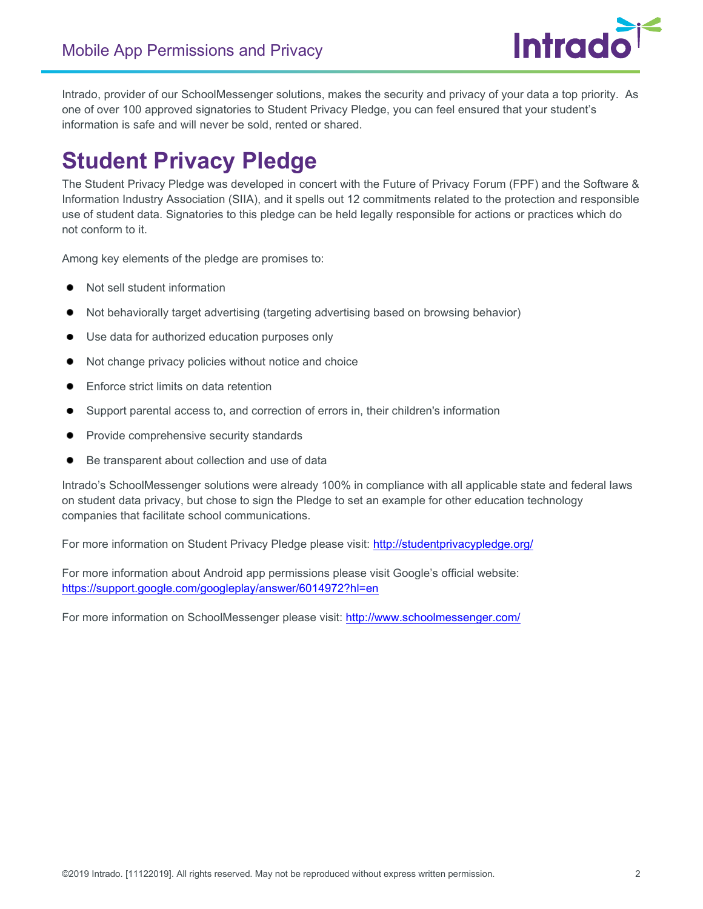Intrado, provider of our SchoolMessenger solutions, makes the security and privacy of your data a top priority. As one of over 100 approved signatories to Student Privacy Pledge, you can feel ensured that your student's information is safe and will never be sold, rented or shared.

# Student Privacy Pledge

The Student Privacy Pledge was developed in concert with the Future of Privacy Forum (FPF) and the Software & Information Industry Association (SIIA), and it spells out 12 commitments related to the protection and responsible use of student data. Signatories to this pledge can be held legally responsible for actions or practices which do not conform to it.

Among key elements of the pledge are promises to:

- Not sell student information
- Not behaviorally target advertising (targeting advertising based on browsing behavior)
- Use data for authorized education purposes only
- Not change privacy policies without notice and choice
- Enforce strict limits on data retention
- Support parental access to, and correction of errors in, their children's information
- Provide comprehensive security standards
- Be transparent about collection and use of data

Intrado's SchoolMessenger solutions were already 100% in compliance with all applicable state and federal laws on student data privacy, but chose to sign the Pledge to set an example for other education technology companies that facilitate school communications.

For more information on Student Privacy Pledge please visit: http://studentprivacypledge.org/

For more information about Android app permissions please visit Google's official website: https://support.google.com/googleplay/answer/6014972?hl=en

For more information on SchoolMessenger please visit: http://www.schoolmessenger.com/

©2019 Intrado. [11122019]. All rights reserved. May not be reproduced without express written permission.